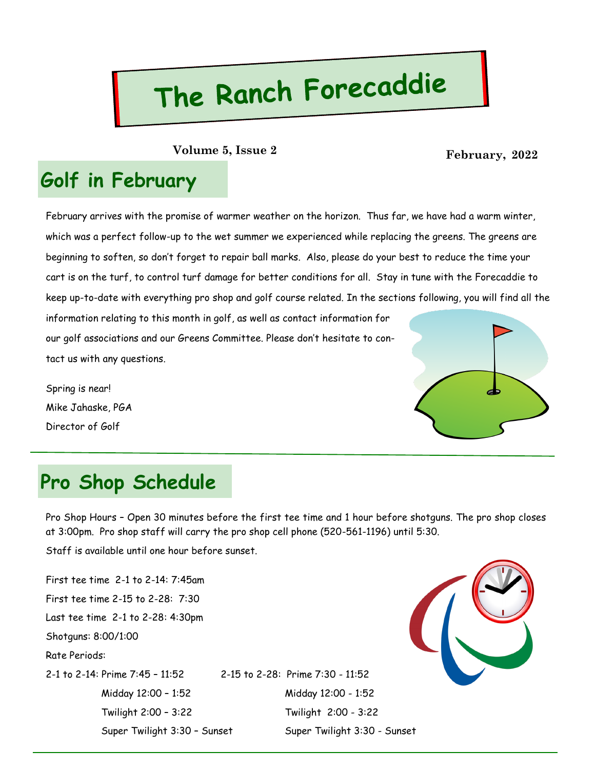# The Ranch Forecaddie

**Volume 5, Issue 2** **February, 2022**

## Golf in February

February arrives with the promise of warmer weather on the horizon. Thus far, we have had a warm winter, which was a perfect follow-up to the wet summer we experienced while replacing the greens. The greens are beginning to soften, so don't forget to repair ball marks. Also, please do your best to reduce the time your cart is on the turf, to control turf damage for better conditions for all. Stay in tune with the Forecaddie to keep up-to-date with everything pro shop and golf course related. In the sections following, you will find all the information relating to this month in golf, as well as contact information for our golf associations and our Greens Committee. Please don't hesitate to contact us with any questions.

Spring is near!
Mike Jahaske, PGA
Director of Golf

## Pro Shop Schedule

Pro Shop Hours – Open 30 minutes before the first tee time and 1 hour before shotguns. The pro shop closes at 3:00pm. Pro shop staff will carry the pro shop cell phone (520-561-1196) until 5:30.
Staff is available until one hour before sunset.

First tee time 2-1 to 2-14: 7:45am
First tee time 2-15 to 2-28: 7:30
Last tee time 2-1 to 2-28: 4:30pm
Shotguns: 8:00/1:00
Rate Periods:

| 2-1 to 2-14: | 2-15 to 2-28: |
|---|---|
| Prime 7:45 – 11:52 | Prime 7:30 - 11:52 |
| Midday 12:00 – 1:52 | Midday 12:00 - 1:52 |
| Twilight 2:00 – 3:22 | Twilight 2:00 - 3:22 |
| Super Twilight 3:30 – Sunset | Super Twilight 3:30 - Sunset |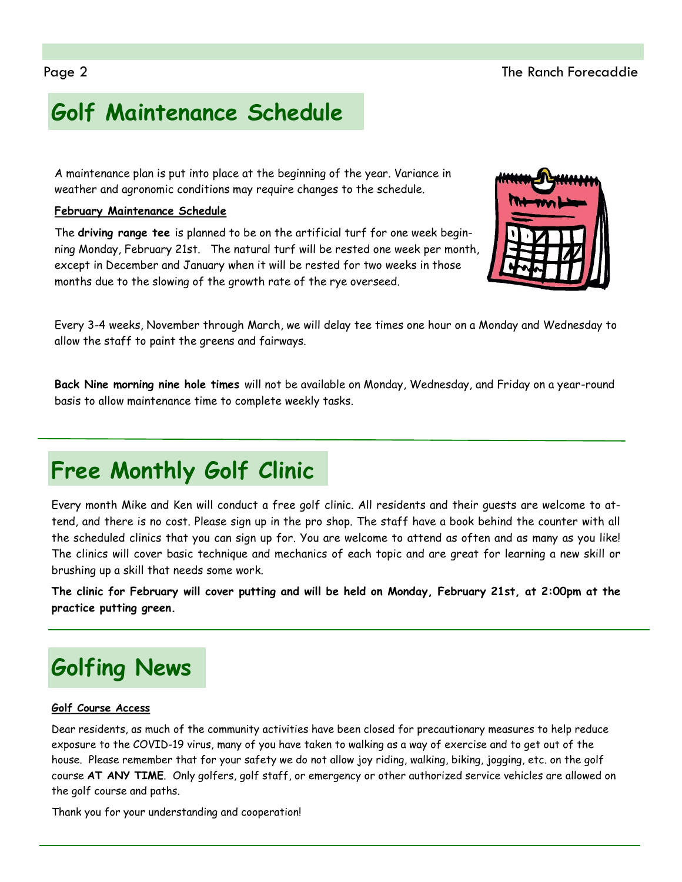## Golf Maintenance Schedule

A maintenance plan is put into place at the beginning of the year. Variance in weather and agronomic conditions may require changes to the schedule.

**February Maintenance Schedule**

The **driving range tee** is planned to be on the artificial turf for one week beginning Monday, February 21st. The natural turf will be rested one week per month, except in December and January when it will be rested for two weeks in those months due to the slowing of the growth rate of the rye overseed.

Every 3-4 weeks, November through March, we will delay tee times one hour on a Monday and Wednesday to allow the staff to paint the greens and fairways.

**Back Nine morning nine hole times** will not be available on Monday, Wednesday, and Friday on a year-round basis to allow maintenance time to complete weekly tasks.

## Free Monthly Golf Clinic

Every month Mike and Ken will conduct a free golf clinic. All residents and their guests are welcome to attend, and there is no cost. Please sign up in the pro shop. The staff have a book behind the counter with all the scheduled clinics that you can sign up for. You are welcome to attend as often and as many as you like! The clinics will cover basic technique and mechanics of each topic and are great for learning a new skill or brushing up a skill that needs some work.

**The clinic for February will cover putting and will be held on Monday, February 21st, at 2:00pm at the practice putting green.**

## Golfing News

**Golf Course Access**

Dear residents, as much of the community activities have been closed for precautionary measures to help reduce exposure to the COVID-19 virus, many of you have taken to walking as a way of exercise and to get out of the house. Please remember that for your safety we do not allow joy riding, walking, biking, jogging, etc. on the golf course **AT ANY TIME**. Only golfers, golf staff, or emergency or other authorized service vehicles are allowed on the golf course and paths.

Thank you for your understanding and cooperation!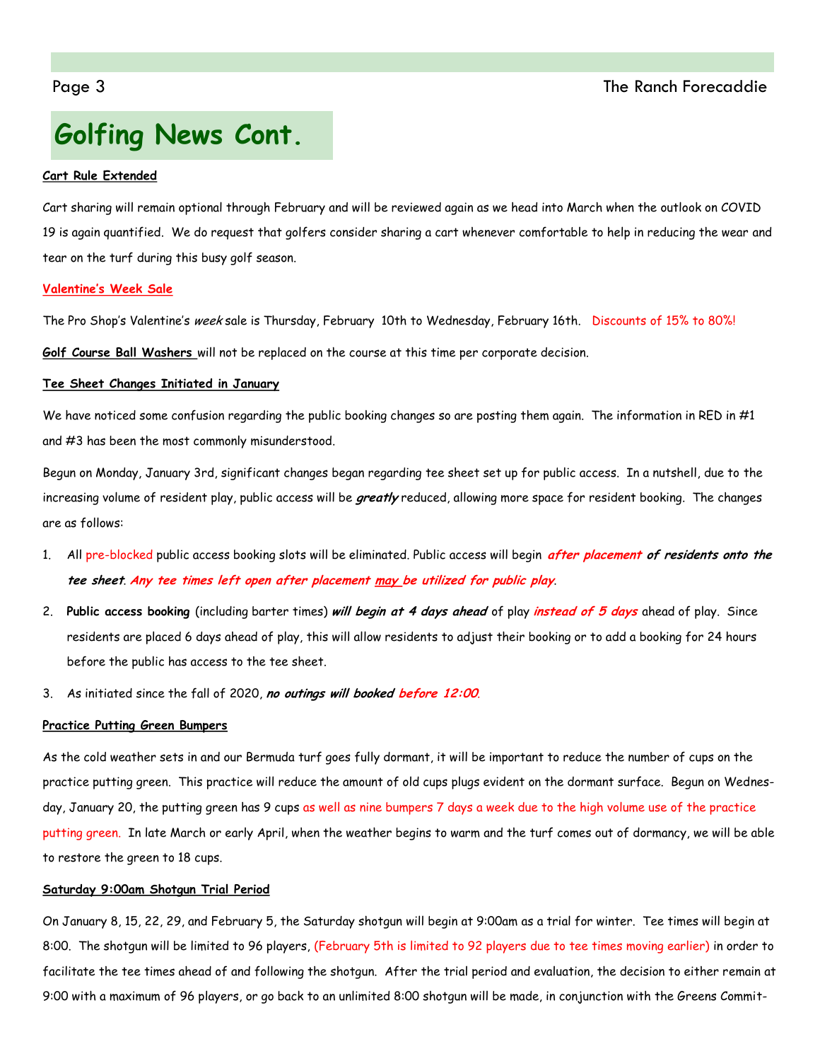# Golfing News Cont.

**Cart Rule Extended**

Cart sharing will remain optional through February and will be reviewed again as we head into March when the outlook on COVID 19 is again quantified. We do request that golfers consider sharing a cart whenever comfortable to help in reducing the wear and tear on the turf during this busy golf season.

**Valentine's Week Sale**

The Pro Shop's Valentine's *week* sale is Thursday, February 10th to Wednesday, February 16th. Discounts of 15% to 80%!

**Golf Course Ball Washers** will not be replaced on the course at this time per corporate decision.

**Tee Sheet Changes Initiated in January**

We have noticed some confusion regarding the public booking changes so are posting them again. The information in RED in #1 and #3 has been the most commonly misunderstood.

Begun on Monday, January 3rd, significant changes began regarding tee sheet set up for public access. In a nutshell, due to the increasing volume of resident play, public access will be ***greatly*** reduced, allowing more space for resident booking. The changes are as follows:

1. All pre-blocked public access booking slots will be eliminated. Public access will begin ***after placement of residents onto the tee sheet***. ***Any tee times left open after placement may be utilized for public play***.
2. **Public access booking** (including barter times) ***will begin at 4 days ahead*** of play ***instead of 5 days*** ahead of play. Since residents are placed 6 days ahead of play, this will allow residents to adjust their booking or to add a booking for 24 hours before the public has access to the tee sheet.
3. As initiated since the fall of 2020, ***no outings will booked before 12:00***.

**Practice Putting Green Bumpers**

As the cold weather sets in and our Bermuda turf goes fully dormant, it will be important to reduce the number of cups on the practice putting green. This practice will reduce the amount of old cups plugs evident on the dormant surface. Begun on Wednesday, January 20, the putting green has 9 cups as well as nine bumpers 7 days a week due to the high volume use of the practice putting green. In late March or early April, when the weather begins to warm and the turf comes out of dormancy, we will be able to restore the green to 18 cups.

**Saturday 9:00am Shotgun Trial Period**

On January 8, 15, 22, 29, and February 5, the Saturday shotgun will begin at 9:00am as a trial for winter. Tee times will begin at 8:00. The shotgun will be limited to 96 players, (February 5th is limited to 92 players due to tee times moving earlier) in order to facilitate the tee times ahead of and following the shotgun. After the trial period and evaluation, the decision to either remain at 9:00 with a maximum of 96 players, or go back to an unlimited 8:00 shotgun will be made, in conjunction with the Greens Commit-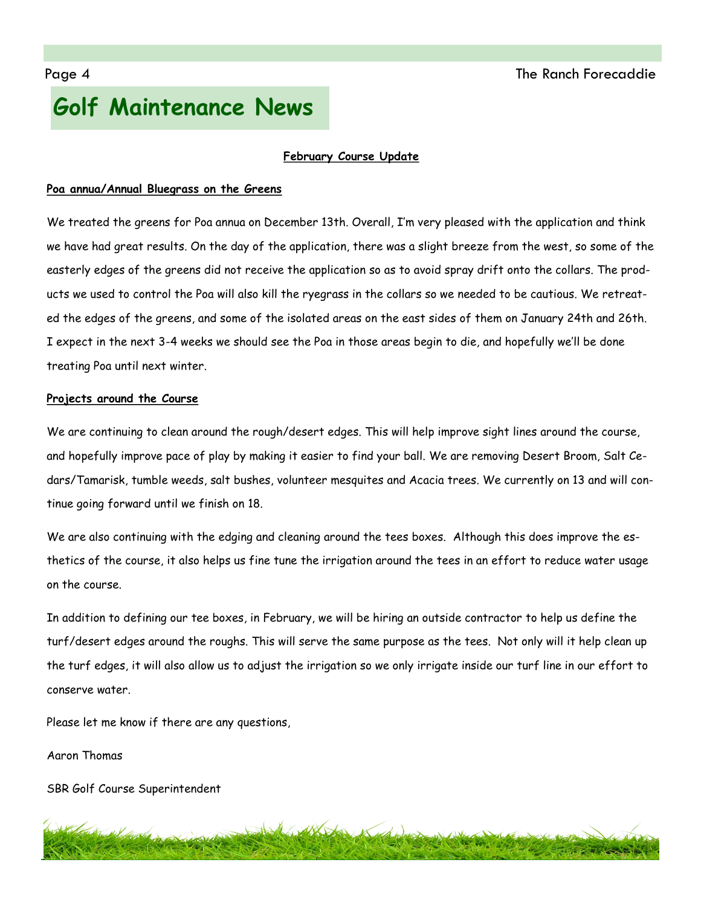# Golf Maintenance News

**February Course Update**

**Poa annua/Annual Bluegrass on the Greens**

We treated the greens for Poa annua on December 13th. Overall, I'm very pleased with the application and think we have had great results. On the day of the application, there was a slight breeze from the west, so some of the easterly edges of the greens did not receive the application so as to avoid spray drift onto the collars. The products we used to control the Poa will also kill the ryegrass in the collars so we needed to be cautious. We retreated the edges of the greens, and some of the isolated areas on the east sides of them on January 24th and 26th. I expect in the next 3-4 weeks we should see the Poa in those areas begin to die, and hopefully we'll be done treating Poa until next winter.

**Projects around the Course**

We are continuing to clean around the rough/desert edges. This will help improve sight lines around the course, and hopefully improve pace of play by making it easier to find your ball. We are removing Desert Broom, Salt Cedars/Tamarisk, tumble weeds, salt bushes, volunteer mesquites and Acacia trees. We currently on 13 and will continue going forward until we finish on 18.

We are also continuing with the edging and cleaning around the tees boxes. Although this does improve the esthetics of the course, it also helps us fine tune the irrigation around the tees in an effort to reduce water usage on the course.

In addition to defining our tee boxes, in February, we will be hiring an outside contractor to help us define the turf/desert edges around the roughs. This will serve the same purpose as the tees. Not only will it help clean up the turf edges, it will also allow us to adjust the irrigation so we only irrigate inside our turf line in our effort to conserve water.

Please let me know if there are any questions,

Aaron Thomas

SBR Golf Course Superintendent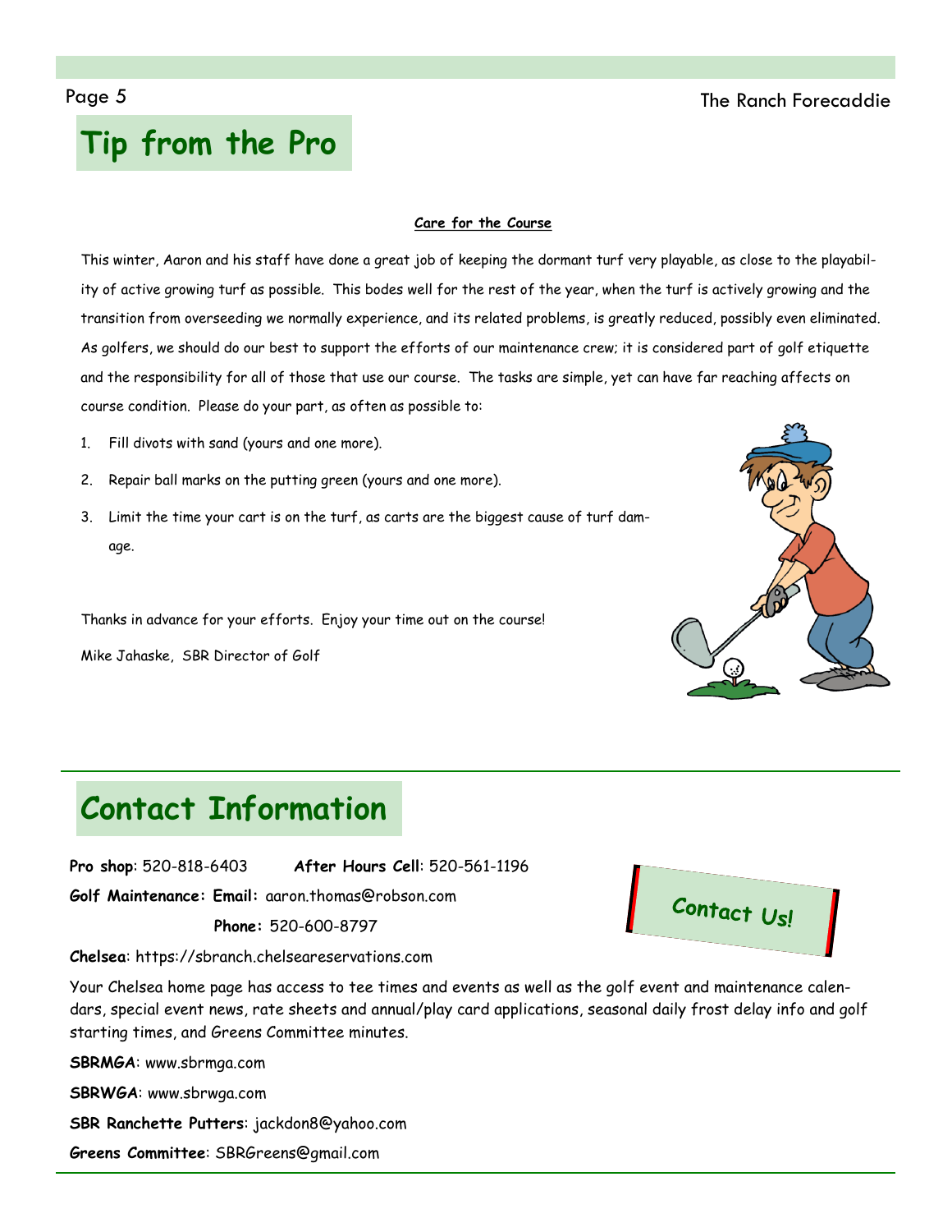# Tip from the Pro

**Care for the Course**

This winter, Aaron and his staff have done a great job of keeping the dormant turf very playable, as close to the playability of active growing turf as possible. This bodes well for the rest of the year, when the turf is actively growing and the transition from overseeding we normally experience, and its related problems, is greatly reduced, possibly even eliminated. As golfers, we should do our best to support the efforts of our maintenance crew; it is considered part of golf etiquette and the responsibility for all of those that use our course. The tasks are simple, yet can have far reaching affects on course condition. Please do your part, as often as possible to:

1. Fill divots with sand (yours and one more).
2. Repair ball marks on the putting green (yours and one more).
3. Limit the time your cart is on the turf, as carts are the biggest cause of turf damage.

Thanks in advance for your efforts. Enjoy your time out on the course!

Mike Jahaske, SBR Director of Golf

# Contact Information

Contact Us!

**Pro shop**: 520-818-6403 **After Hours Cell**: 520-561-1196

**Golf Maintenance: Email:** aaron.thomas@robson.com

**Phone:** 520-600-8797

**Chelsea**: https://sbranch.chelseareservations.com

Your Chelsea home page has access to tee times and events as well as the golf event and maintenance calendars, special event news, rate sheets and annual/play card applications, seasonal daily frost delay info and golf starting times, and Greens Committee minutes.

**SBRMGA**: www.sbrmga.com

**SBRWGA**: www.sbrwga.com

**SBR Ranchette Putters**: jackdon8@yahoo.com

**Greens Committee**: SBRGreens@gmail.com